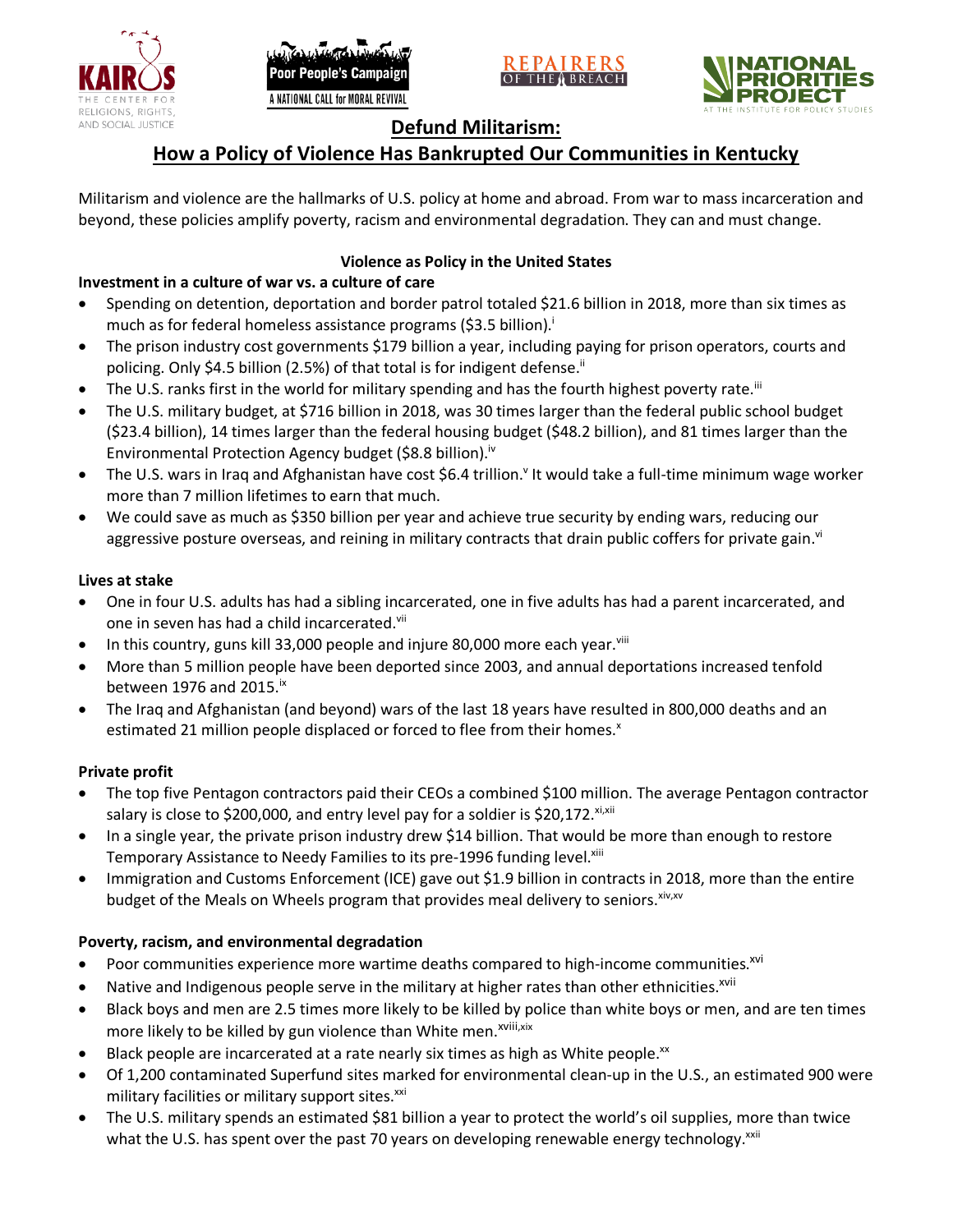# Defund Militarism:
## How a Policy of Violence Has Bankrupted Our Communities in Kentucky

Militarism and violence are the hallmarks of U.S. policy at home and abroad. From war to mass incarceration and beyond, these policies amplify poverty, racism and environmental degradation. They can and must change.

### Violence as Policy in the United States

**Investment in a culture of war vs. a culture of care**

- Spending on detention, deportation and border patrol totaled $21.6 billion in 2018, more than six times as much as for federal homeless assistance programs ($3.5 billion).[i]
- The prison industry cost governments $179 billion a year, including paying for prison operators, courts and policing. Only $4.5 billion (2.5%) of that total is for indigent defense.[ii]
- The U.S. ranks first in the world for military spending and has the fourth highest poverty rate.[iii]
- The U.S. military budget, at $716 billion in 2018, was 30 times larger than the federal public school budget ($23.4 billion), 14 times larger than the federal housing budget ($48.2 billion), and 81 times larger than the Environmental Protection Agency budget ($8.8 billion).[iv]
- The U.S. wars in Iraq and Afghanistan have cost $6.4 trillion.[v] It would take a full-time minimum wage worker more than 7 million lifetimes to earn that much.
- We could save as much as $350 billion per year and achieve true security by ending wars, reducing our aggressive posture overseas, and reining in military contracts that drain public coffers for private gain.[vi]

**Lives at stake**

- One in four U.S. adults has had a sibling incarcerated, one in five adults has had a parent incarcerated, and one in seven has had a child incarcerated.[vii]
- In this country, guns kill 33,000 people and injure 80,000 more each year.[viii]
- More than 5 million people have been deported since 2003, and annual deportations increased tenfold between 1976 and 2015.[ix]
- The Iraq and Afghanistan (and beyond) wars of the last 18 years have resulted in 800,000 deaths and an estimated 21 million people displaced or forced to flee from their homes.[x]

**Private profit**

- The top five Pentagon contractors paid their CEOs a combined $100 million. The average Pentagon contractor salary is close to $200,000, and entry level pay for a soldier is $20,172.[xi,xii]
- In a single year, the private prison industry drew $14 billion. That would be more than enough to restore Temporary Assistance to Needy Families to its pre-1996 funding level.[xiii]
- Immigration and Customs Enforcement (ICE) gave out $1.9 billion in contracts in 2018, more than the entire budget of the Meals on Wheels program that provides meal delivery to seniors.[xiv,xv]

**Poverty, racism, and environmental degradation**

- Poor communities experience more wartime deaths compared to high-income communities.[xvi]
- Native and Indigenous people serve in the military at higher rates than other ethnicities.[xvii]
- Black boys and men are 2.5 times more likely to be killed by police than white boys or men, and are ten times more likely to be killed by gun violence than White men.[xviii,xix]
- Black people are incarcerated at a rate nearly six times as high as White people.[xx]
- Of 1,200 contaminated Superfund sites marked for environmental clean-up in the U.S., an estimated 900 were military facilities or military support sites.[xxi]
- The U.S. military spends an estimated $81 billion a year to protect the world's oil supplies, more than twice what the U.S. has spent over the past 70 years on developing renewable energy technology.[xxii]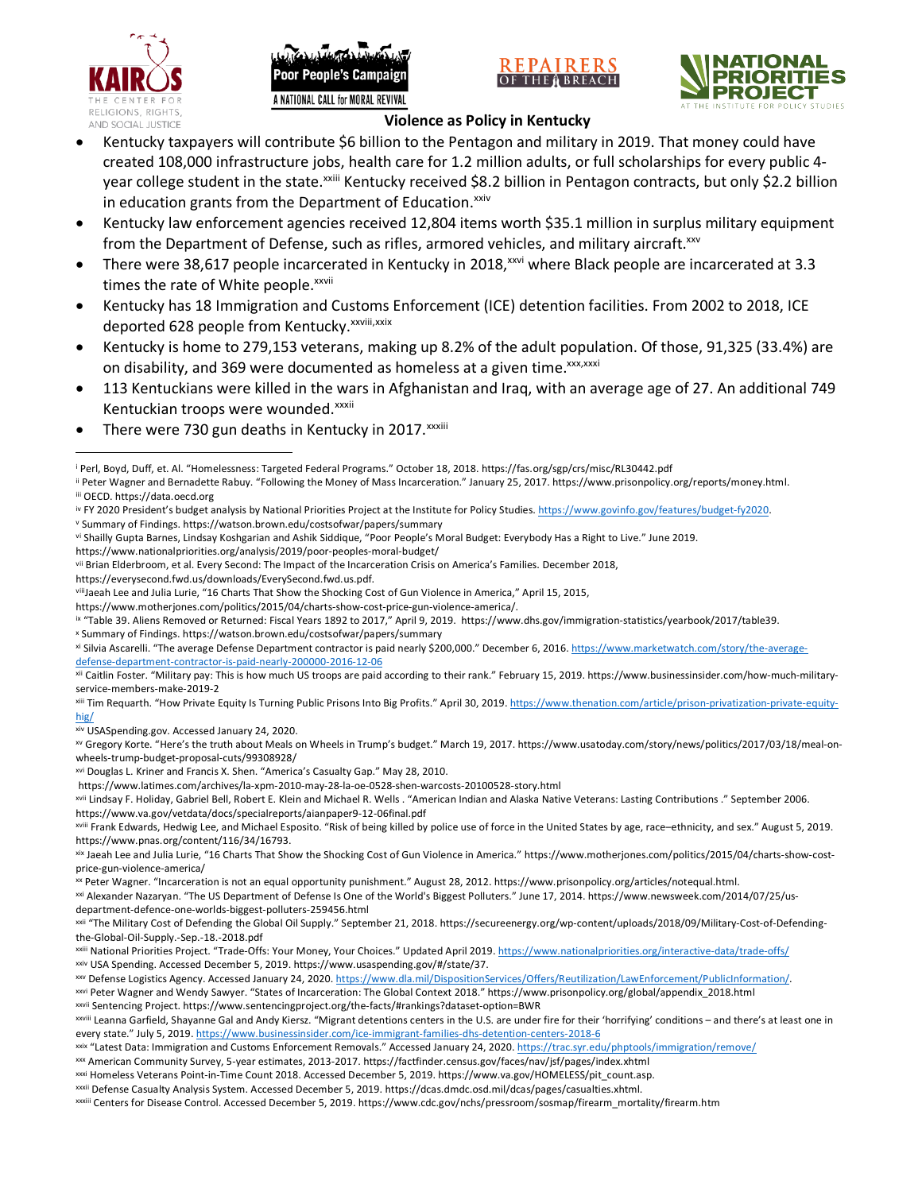## Violence as Policy in Kentucky

- Kentucky taxpayers will contribute $6 billion to the Pentagon and military in 2019. That money could have created 108,000 infrastructure jobs, health care for 1.2 million adults, or full scholarships for every public 4-year college student in the state.[xxiii] Kentucky received $8.2 billion in Pentagon contracts, but only $2.2 billion in education grants from the Department of Education.[xxiv]
- Kentucky law enforcement agencies received 12,804 items worth $35.1 million in surplus military equipment from the Department of Defense, such as rifles, armored vehicles, and military aircraft.[xxv]
- There were 38,617 people incarcerated in Kentucky in 2018,[xxvi] where Black people are incarcerated at 3.3 times the rate of White people.[xxvii]
- Kentucky has 18 Immigration and Customs Enforcement (ICE) detention facilities. From 2002 to 2018, ICE deported 628 people from Kentucky.[xxviii,xxix]
- Kentucky is home to 279,153 veterans, making up 8.2% of the adult population. Of those, 91,325 (33.4%) are on disability, and 369 were documented as homeless at a given time.[xxx,xxxi]
- 113 Kentuckians were killed in the wars in Afghanistan and Iraq, with an average age of 27. An additional 749 Kentuckian troops were wounded.[xxxii]
- There were 730 gun deaths in Kentucky in 2017.[xxxiii]

---

[i] Perl, Boyd, Duff, et. Al. "Homelessness: Targeted Federal Programs." October 18, 2018. https://fas.org/sgp/crs/misc/RL30442.pdf

[ii] Peter Wagner and Bernadette Rabuy. "Following the Money of Mass Incarceration." January 25, 2017. https://www.prisonpolicy.org/reports/money.html.

[iii] OECD. https://data.oecd.org

[iv] FY 2020 President's budget analysis by National Priorities Project at the Institute for Policy Studies. https://www.govinfo.gov/features/budget-fy2020.

[v] Summary of Findings. https://watson.brown.edu/costsofwar/papers/summary

[vi] Shailly Gupta Barnes, Lindsay Koshgarian and Ashik Siddique, "Poor People's Moral Budget: Everybody Has a Right to Live." June 2019. https://www.nationalpriorities.org/analysis/2019/poor-peoples-moral-budget/

[vii] Brian Elderbroom, et al. Every Second: The Impact of the Incarceration Crisis on America's Families. December 2018, https://everysecond.fwd.us/downloads/EverySecond.fwd.us.pdf.

[viii] Jaeah Lee and Julia Lurie, "16 Charts That Show the Shocking Cost of Gun Violence in America," April 15, 2015, https://www.motherjones.com/politics/2015/04/charts-show-cost-price-gun-violence-america/.

[ix] "Table 39. Aliens Removed or Returned: Fiscal Years 1892 to 2017," April 9, 2019. https://www.dhs.gov/immigration-statistics/yearbook/2017/table39.

[x] Summary of Findings. https://watson.brown.edu/costsofwar/papers/summary

[xi] Silvia Ascarelli. "The average Defense Department contractor is paid nearly $200,000." December 6, 2016. https://www.marketwatch.com/story/the-average-defense-department-contractor-is-paid-nearly-200000-2016-12-06

[xii] Caitlin Foster. "Military pay: This is how much US troops are paid according to their rank." February 15, 2019. https://www.businessinsider.com/how-much-military-service-members-make-2019-2

[xiii] Tim Requarth. "How Private Equity Is Turning Public Prisons Into Big Profits." April 30, 2019. https://www.thenation.com/article/prison-privatization-private-equity-hig/

[xiv] USASpending.gov. Accessed January 24, 2020.

[xv] Gregory Korte. "Here's the truth about Meals on Wheels in Trump's budget." March 19, 2017. https://www.usatoday.com/story/news/politics/2017/03/18/meal-on-wheels-trump-budget-proposal-cuts/99308928/

[xvi] Douglas L. Kriner and Francis X. Shen. "America's Casualty Gap." May 28, 2010. https://www.latimes.com/archives/la-xpm-2010-may-28-la-oe-0528-shen-warcosts-20100528-story.html

[xvii] Lindsay F. Holiday, Gabriel Bell, Robert E. Klein and Michael R. Wells . "American Indian and Alaska Native Veterans: Lasting Contributions ." September 2006. https://www.va.gov/vetdata/docs/specialreports/aianpaper9-12-06final.pdf

[xviii] Frank Edwards, Hedwig Lee, and Michael Esposito. "Risk of being killed by police use of force in the United States by age, race–ethnicity, and sex." August 5, 2019. https://www.pnas.org/content/116/34/16793.

[xix] Jaeah Lee and Julia Lurie, "16 Charts That Show the Shocking Cost of Gun Violence in America." https://www.motherjones.com/politics/2015/04/charts-show-cost-price-gun-violence-america/

[xx] Peter Wagner. "Incarceration is not an equal opportunity punishment." August 28, 2012. https://www.prisonpolicy.org/articles/notequal.html.

[xxi] Alexander Nazaryan. "The US Department of Defense Is One of the World's Biggest Polluters." June 17, 2014. https://www.newsweek.com/2014/07/25/us-department-defence-one-worlds-biggest-polluters-259456.html

[xxii] "The Military Cost of Defending the Global Oil Supply." September 21, 2018. https://secureenergy.org/wp-content/uploads/2018/09/Military-Cost-of-Defending-the-Global-Oil-Supply.-Sep.-18.-2018.pdf

[xxiii] National Priorities Project. "Trade-Offs: Your Money, Your Choices." Updated April 2019. https://www.nationalpriorities.org/interactive-data/trade-offs/

[xxiv] USA Spending. Accessed December 5, 2019. https://www.usaspending.gov/#/state/37.

[xxv] Defense Logistics Agency. Accessed January 24, 2020. https://www.dla.mil/DispositionServices/Offers/Reutilization/LawEnforcement/PublicInformation/.

[xxvi] Peter Wagner and Wendy Sawyer. "States of Incarceration: The Global Context 2018." https://www.prisonpolicy.org/global/appendix_2018.html

[xxvii] Sentencing Project. https://www.sentencingproject.org/the-facts/#rankings?dataset-option=BWR

[xxviii] Leanna Garfield, Shayanne Gal and Andy Kiersz. "Migrant detentions centers in the U.S. are under fire for their 'horrifying' conditions – and there's at least one in every state." July 5, 2019. https://www.businessinsider.com/ice-immigrant-families-dhs-detention-centers-2018-6

[xxix] "Latest Data: Immigration and Customs Enforcement Removals." Accessed January 24, 2020. https://trac.syr.edu/phptools/immigration/remove/

[xxx] American Community Survey, 5-year estimates, 2013-2017. https://factfinder.census.gov/faces/nav/jsf/pages/index.xhtml

[xxxi] Homeless Veterans Point-in-Time Count 2018. Accessed December 5, 2019. https://www.va.gov/HOMELESS/pit_count.asp.

[xxxii] Defense Casualty Analysis System. Accessed December 5, 2019. https://dcas.dmdc.osd.mil/dcas/pages/casualties.xhtml.

[xxxiii] Centers for Disease Control. Accessed December 5, 2019. https://www.cdc.gov/nchs/pressroom/sosmap/firearm_mortality/firearm.htm